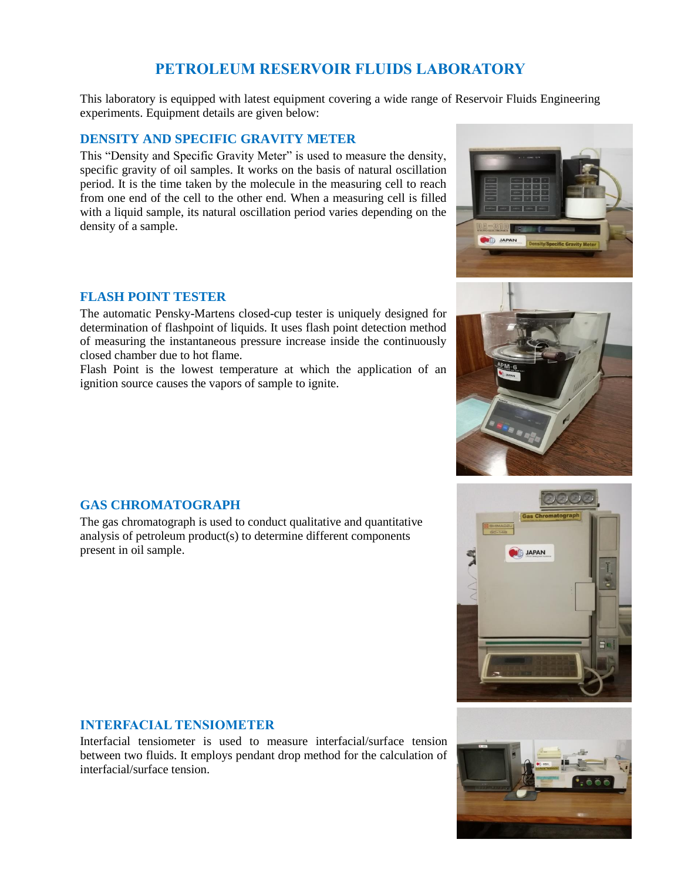# PETROLEUM RESERVOIR FLUIDS LABORATORY

This laboratory is equipped with latest equipment covering a wide range of Reservoir Fluids Engineering experiments. Equipment details are given below:

## DENSITY AND SPECIFIC GRAVITY METER

This "Density and Specific Gravity Meter" is used to measure the density, specific gravity of oil samples. It works on the basis of natural oscillation period. It is the time taken by the molecule in the measuring cell to reach from one end of the cell to the other end. When a measuring cell is filled with a liquid sample, its natural oscillation period varies depending on the density of a sample.

## FLASH POINT TESTER

The automatic Pensky-Martens closed-cup tester is uniquely designed for determination of flashpoint of liquids. It uses flash point detection method of measuring the instantaneous pressure increase inside the continuously closed chamber due to hot flame.

Flash Point is the lowest temperature at which the application of an ignition source causes the vapors of sample to ignite.

## GAS CHROMATOGRAPH

The gas chromatograph is used to conduct qualitative and quantitative analysis of petroleum product(s) to determine different components present in oil sample.

## INTERFACIAL TENSIOMETER

Interfacial tensiometer is used to measure interfacial/surface tension between two fluids. It employs pendant drop method for the calculation of interfacial/surface tension.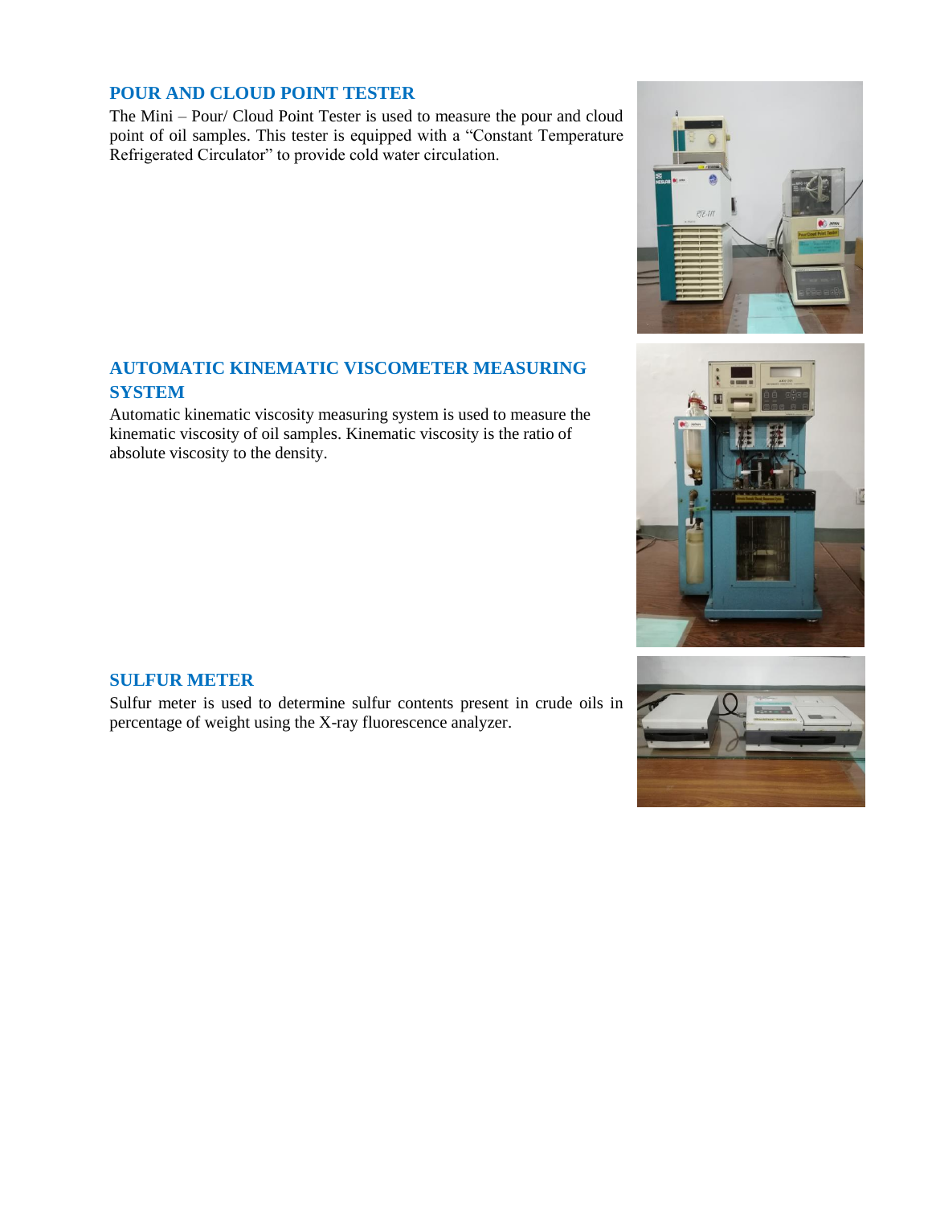## POUR AND CLOUD POINT TESTER

The Mini – Pour/ Cloud Point Tester is used to measure the pour and cloud point of oil samples. This tester is equipped with a "Constant Temperature Refrigerated Circulator" to provide cold water circulation.

## AUTOMATIC KINEMATIC VISCOMETER MEASURING SYSTEM

Automatic kinematic viscosity measuring system is used to measure the kinematic viscosity of oil samples. Kinematic viscosity is the ratio of absolute viscosity to the density.

## SULFUR METER

Sulfur meter is used to determine sulfur contents present in crude oils in percentage of weight using the X-ray fluorescence analyzer.